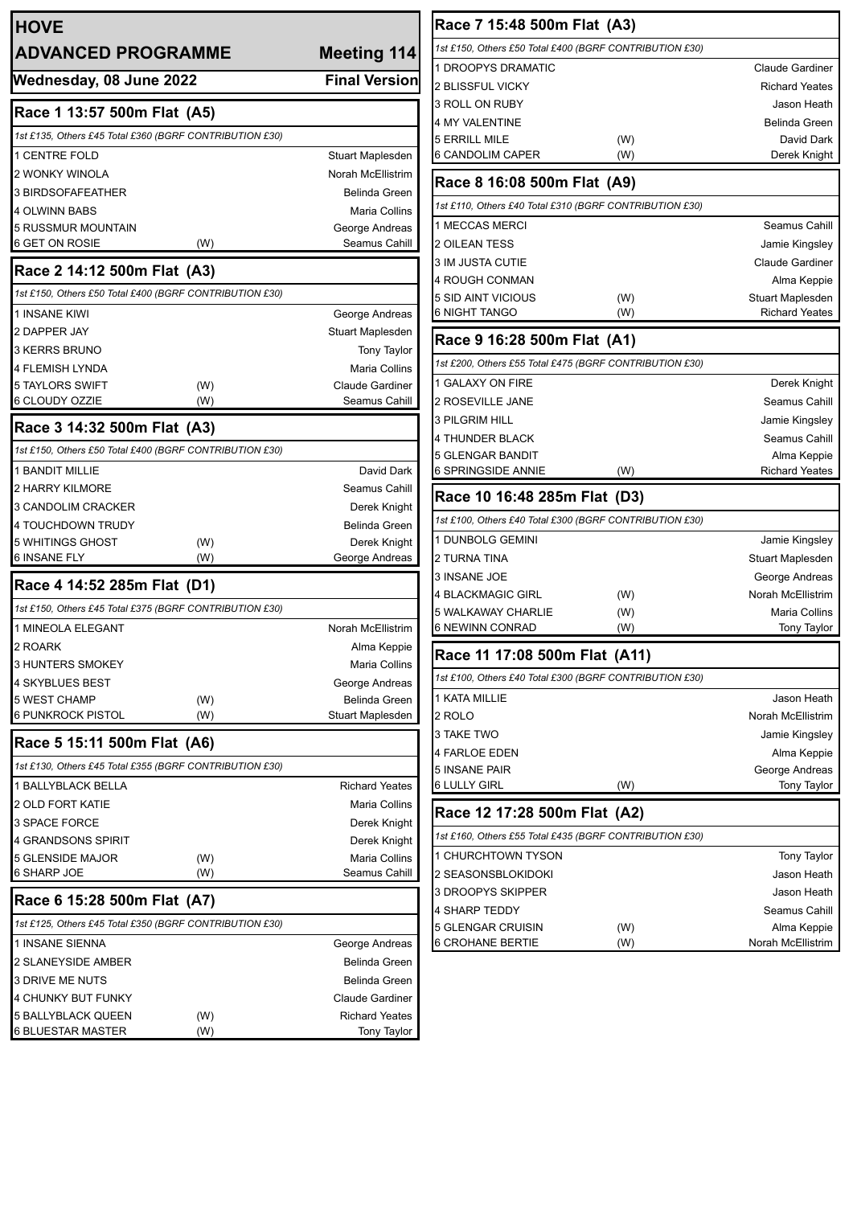# HOVE

## ADVANCED PROGRAMME — Meeting 114

**Wednesday, 08 June 2022** — **Final Version**

### Race 1 13:57 500m Flat (A5)

*1st £135, Others £45 Total £360 (BGRF CONTRIBUTION £30)*

| Trap | Greyhound | | Trainer |
|---|---|---|---|
| 1 | CENTRE FOLD | | Stuart Maplesden |
| 2 | WONKY WINOLA | | Norah McEllistrim |
| 3 | BIRDSOFAFEATHER | | Belinda Green |
| 4 | OLWINN BABS | | Maria Collins |
| 5 | RUSSMUR MOUNTAIN | | George Andreas |
| 6 | GET ON ROSIE | (W) | Seamus Cahill |

### Race 2 14:12 500m Flat (A3)

*1st £150, Others £50 Total £400 (BGRF CONTRIBUTION £30)*

| Trap | Greyhound | | Trainer |
|---|---|---|---|
| 1 | INSANE KIWI | | George Andreas |
| 2 | DAPPER JAY | | Stuart Maplesden |
| 3 | KERRS BRUNO | | Tony Taylor |
| 4 | FLEMISH LYNDA | | Maria Collins |
| 5 | TAYLORS SWIFT | (W) | Claude Gardiner |
| 6 | CLOUDY OZZIE | (W) | Seamus Cahill |

### Race 3 14:32 500m Flat (A3)

*1st £150, Others £50 Total £400 (BGRF CONTRIBUTION £30)*

| Trap | Greyhound | | Trainer |
|---|---|---|---|
| 1 | BANDIT MILLIE | | David Dark |
| 2 | HARRY KILMORE | | Seamus Cahill |
| 3 | CANDOLIM CRACKER | | Derek Knight |
| 4 | TOUCHDOWN TRUDY | | Belinda Green |
| 5 | WHITINGS GHOST | (W) | Derek Knight |
| 6 | INSANE FLY | (W) | George Andreas |

### Race 4 14:52 285m Flat (D1)

*1st £150, Others £45 Total £375 (BGRF CONTRIBUTION £30)*

| Trap | Greyhound | | Trainer |
|---|---|---|---|
| 1 | MINEOLA ELEGANT | | Norah McEllistrim |
| 2 | ROARK | | Alma Keppie |
| 3 | HUNTERS SMOKEY | | Maria Collins |
| 4 | SKYBLUES BEST | | George Andreas |
| 5 | WEST CHAMP | (W) | Belinda Green |
| 6 | PUNKROCK PISTOL | (W) | Stuart Maplesden |

### Race 5 15:11 500m Flat (A6)

*1st £130, Others £45 Total £355 (BGRF CONTRIBUTION £30)*

| Trap | Greyhound | | Trainer |
|---|---|---|---|
| 1 | BALLYBLACK BELLA | | Richard Yeates |
| 2 | OLD FORT KATIE | | Maria Collins |
| 3 | SPACE FORCE | | Derek Knight |
| 4 | GRANDSONS SPIRIT | | Derek Knight |
| 5 | GLENSIDE MAJOR | (W) | Maria Collins |
| 6 | SHARP JOE | (W) | Seamus Cahill |

### Race 6 15:28 500m Flat (A7)

*1st £125, Others £45 Total £350 (BGRF CONTRIBUTION £30)*

| Trap | Greyhound | | Trainer |
|---|---|---|---|
| 1 | INSANE SIENNA | | George Andreas |
| 2 | SLANEYSIDE AMBER | | Belinda Green |
| 3 | DRIVE ME NUTS | | Belinda Green |
| 4 | CHUNKY BUT FUNKY | | Claude Gardiner |
| 5 | BALLYBLACK QUEEN | (W) | Richard Yeates |
| 6 | BLUESTAR MASTER | (W) | Tony Taylor |

### Race 7 15:48 500m Flat (A3)

*1st £150, Others £50 Total £400 (BGRF CONTRIBUTION £30)*

| Trap | Greyhound | | Trainer |
|---|---|---|---|
| 1 | DROOPYS DRAMATIC | | Claude Gardiner |
| 2 | BLISSFUL VICKY | | Richard Yeates |
| 3 | ROLL ON RUBY | | Jason Heath |
| 4 | MY VALENTINE | | Belinda Green |
| 5 | ERRILL MILE | (W) | David Dark |
| 6 | CANDOLIM CAPER | (W) | Derek Knight |

### Race 8 16:08 500m Flat (A9)

*1st £110, Others £40 Total £310 (BGRF CONTRIBUTION £30)*

| Trap | Greyhound | | Trainer |
|---|---|---|---|
| 1 | MECCAS MERCI | | Seamus Cahill |
| 2 | OILEAN TESS | | Jamie Kingsley |
| 3 | IM JUSTA CUTIE | | Claude Gardiner |
| 4 | ROUGH CONMAN | | Alma Keppie |
| 5 | SID AINT VICIOUS | (W) | Stuart Maplesden |
| 6 | NIGHT TANGO | (W) | Richard Yeates |

### Race 9 16:28 500m Flat (A1)

*1st £200, Others £55 Total £475 (BGRF CONTRIBUTION £30)*

| Trap | Greyhound | | Trainer |
|---|---|---|---|
| 1 | GALAXY ON FIRE | | Derek Knight |
| 2 | ROSEVILLE JANE | | Seamus Cahill |
| 3 | PILGRIM HILL | | Jamie Kingsley |
| 4 | THUNDER BLACK | | Seamus Cahill |
| 5 | GLENGAR BANDIT | | Alma Keppie |
| 6 | SPRINGSIDE ANNIE | (W) | Richard Yeates |

### Race 10 16:48 285m Flat (D3)

*1st £100, Others £40 Total £300 (BGRF CONTRIBUTION £30)*

| Trap | Greyhound | | Trainer |
|---|---|---|---|
| 1 | DUNBOLG GEMINI | | Jamie Kingsley |
| 2 | TURNA TINA | | Stuart Maplesden |
| 3 | INSANE JOE | | George Andreas |
| 4 | BLACKMAGIC GIRL | (W) | Norah McEllistrim |
| 5 | WALKAWAY CHARLIE | (W) | Maria Collins |
| 6 | NEWINN CONRAD | (W) | Tony Taylor |

### Race 11 17:08 500m Flat (A11)

*1st £100, Others £40 Total £300 (BGRF CONTRIBUTION £30)*

| Trap | Greyhound | | Trainer |
|---|---|---|---|
| 1 | KATA MILLIE | | Jason Heath |
| 2 | ROLO | | Norah McEllistrim |
| 3 | TAKE TWO | | Jamie Kingsley |
| 4 | FARLOE EDEN | | Alma Keppie |
| 5 | INSANE PAIR | | George Andreas |
| 6 | LULLY GIRL | (W) | Tony Taylor |

### Race 12 17:28 500m Flat (A2)

*1st £160, Others £55 Total £435 (BGRF CONTRIBUTION £30)*

| Trap | Greyhound | | Trainer |
|---|---|---|---|
| 1 | CHURCHTOWN TYSON | | Tony Taylor |
| 2 | SEASONSBLOKIDOKI | | Jason Heath |
| 3 | DROOPYS SKIPPER | | Jason Heath |
| 4 | SHARP TEDDY | | Seamus Cahill |
| 5 | GLENGAR CRUISIN | (W) | Alma Keppie |
| 6 | CROHANE BERTIE | (W) | Norah McEllistrim |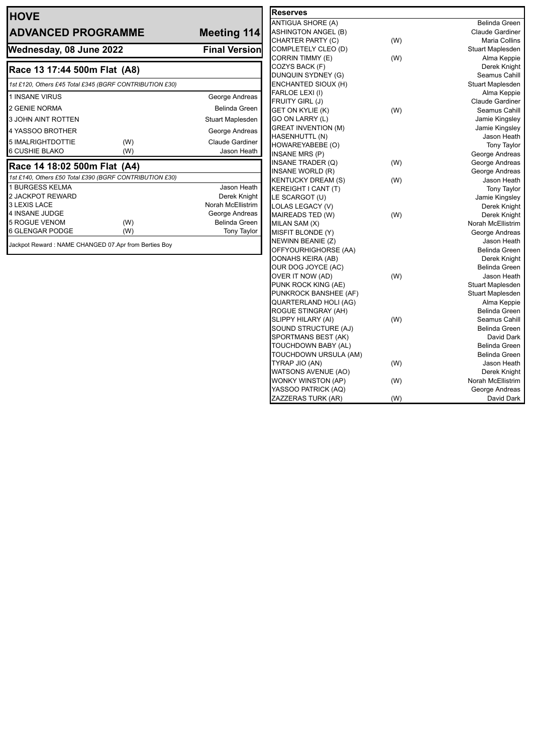# HOVE

## ADVANCED PROGRAMME — Meeting 114

**Wednesday, 08 June 2022** — **Final Version**

### Race 13 17:44 500m Flat (A8)

*1st £120, Others £45 Total £345 (BGRF CONTRIBUTION £30)*

| | | |
|---|---|---|
| 1 INSANE VIRUS | | George Andreas |
| 2 GENIE NORMA | | Belinda Green |
| 3 JOHN AINT ROTTEN | | Stuart Maplesden |
| 4 YASSOO BROTHER | | George Andreas |
| 5 IMALRIGHTDOTTIE | (W) | Claude Gardiner |
| 6 CUSHIE BLAKO | (W) | Jason Heath |

### Race 14 18:02 500m Flat (A4)

*1st £140, Others £50 Total £390 (BGRF CONTRIBUTION £30)*

| | | |
|---|---|---|
| 1 BURGESS KELMA | | Jason Heath |
| 2 JACKPOT REWARD | | Derek Knight |
| 3 LEXIS LACE | | Norah McEllistrim |
| 4 INSANE JUDGE | | George Andreas |
| 5 ROGUE VENOM | (W) | Belinda Green |
| 6 GLENGAR PODGE | (W) | Tony Taylor |

Jackpot Reward : NAME CHANGED 07.Apr from Berties Boy

### Reserves

| | | |
|---|---|---|
| ANTIGUA SHORE (A) | | Belinda Green |
| ASHINGTON ANGEL (B) | | Claude Gardiner |
| CHARTER PARTY (C) | (W) | Maria Collins |
| COMPLETELY CLEO (D) | | Stuart Maplesden |
| CORRIN TIMMY (E) | (W) | Alma Keppie |
| COZYS BACK (F) | | Derek Knight |
| DUNQUIN SYDNEY (G) | | Seamus Cahill |
| ENCHANTED SIOUX (H) | | Stuart Maplesden |
| FARLOE LEXI (I) | | Alma Keppie |
| FRUITY GIRL (J) | | Claude Gardiner |
| GET ON KYLIE (K) | (W) | Seamus Cahill |
| GO ON LARRY (L) | | Jamie Kingsley |
| GREAT INVENTION (M) | | Jamie Kingsley |
| HASENHUTTL (N) | | Jason Heath |
| HOWAREYABEBE (O) | | Tony Taylor |
| INSANE MRS (P) | | George Andreas |
| INSANE TRADER (Q) | (W) | George Andreas |
| INSANE WORLD (R) | | George Andreas |
| KENTUCKY DREAM (S) | (W) | Jason Heath |
| KEREIGHT I CANT (T) | | Tony Taylor |
| LE SCARGOT (U) | | Jamie Kingsley |
| LOLAS LEGACY (V) | | Derek Knight |
| MAIREADS TED (W) | (W) | Derek Knight |
| MILAN SAM (X) | | Norah McEllistrim |
| MISFIT BLONDE (Y) | | George Andreas |
| NEWINN BEANIE (Z) | | Jason Heath |
| OFFYOURHIGHORSE (AA) | | Belinda Green |
| OONAHS KEIRA (AB) | | Derek Knight |
| OUR DOG JOYCE (AC) | | Belinda Green |
| OVER IT NOW (AD) | (W) | Jason Heath |
| PUNK ROCK KING (AE) | | Stuart Maplesden |
| PUNKROCK BANSHEE (AF) | | Stuart Maplesden |
| QUARTERLAND HOLI (AG) | | Alma Keppie |
| ROGUE STINGRAY (AH) | | Belinda Green |
| SLIPPY HILARY (AI) | (W) | Seamus Cahill |
| SOUND STRUCTURE (AJ) | | Belinda Green |
| SPORTMANS BEST (AK) | | David Dark |
| TOUCHDOWN BABY (AL) | | Belinda Green |
| TOUCHDOWN URSULA (AM) | | Belinda Green |
| TYRAP JIO (AN) | (W) | Jason Heath |
| WATSONS AVENUE (AO) | | Derek Knight |
| WONKY WINSTON (AP) | (W) | Norah McEllistrim |
| YASSOO PATRICK (AQ) | | George Andreas |
| ZAZZERAS TURK (AR) | (W) | David Dark |